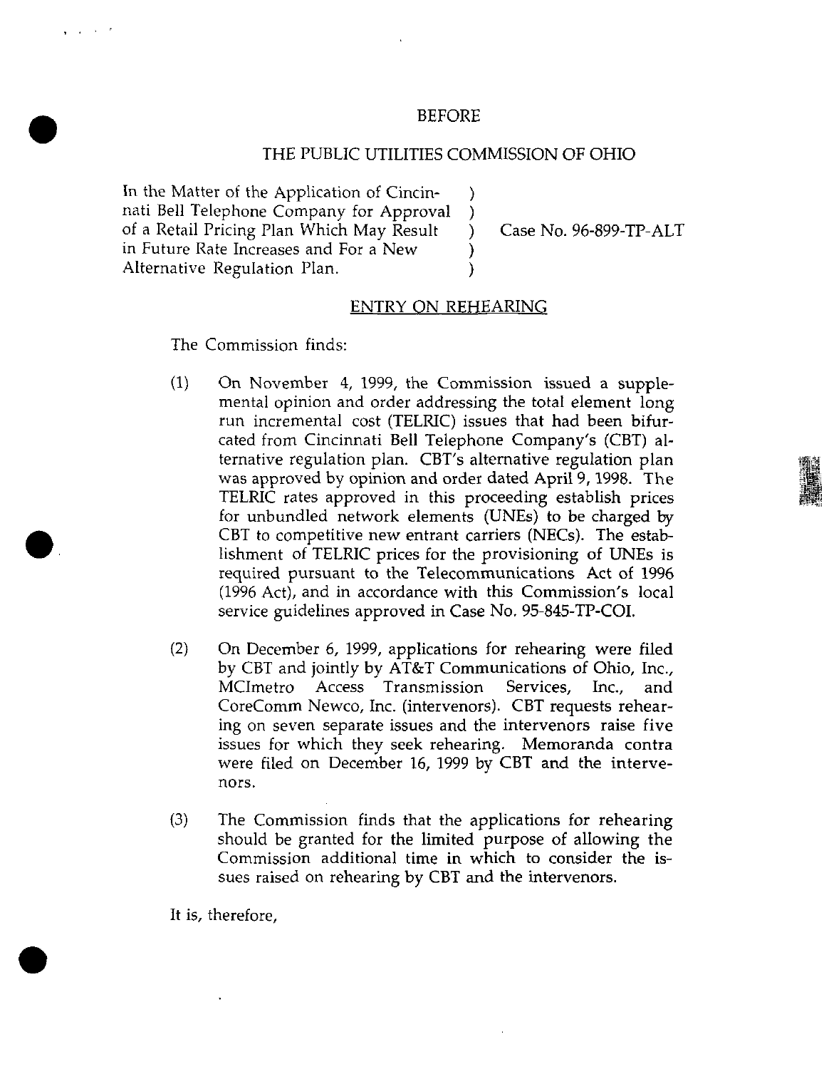BEFORE

THE PUBLIC UTILITIES COMMISSION OF OHIO

In the Matter of the Application of Cincinnati Bell Telephone Company for Approval of a Retail Pricing Plan Which May Result in Future Rate Increases and For a New Alternative Regulation Plan. ) Case No. 96-899-TP-ALT

## ENTRY ON REHEARING

The Commission finds:

(1) On November 4, 1999, the Commission issued a supplemental opinion and order addressing the total element long run incremental cost (TELRIC) issues that had been bifurcated from Cincinnati Bell Telephone Company's (CBT) alternative regulation plan. CBT's alternative regulation plan was approved by opinion and order dated April 9, 1998. The TELRIC rates approved in this proceeding establish prices for unbundled network elements (UNEs) to be charged by CBT to competitive new entrant carriers (NECs). The establishment of TELRIC prices for the provisioning of UNEs is required pursuant to the Telecommunications Act of 1996 (1996 Act), and in accordance with this Commission's local service guidelines approved in Case No. 95-845-TP-COI.

(2) On December 6, 1999, applications for rehearing were filed by CBT and jointly by AT&T Communications of Ohio, Inc., MCImetro Access Transmission Services, Inc., and CoreComm Newco, Inc. (intervenors). CBT requests rehearing on seven separate issues and the intervenors raise five issues for which they seek rehearing. Memoranda contra were filed on December 16, 1999 by CBT and the intervenors.

(3) The Commission finds that the applications for rehearing should be granted for the limited purpose of allowing the Commission additional time in which to consider the issues raised on rehearing by CBT and the intervenors.

It is, therefore,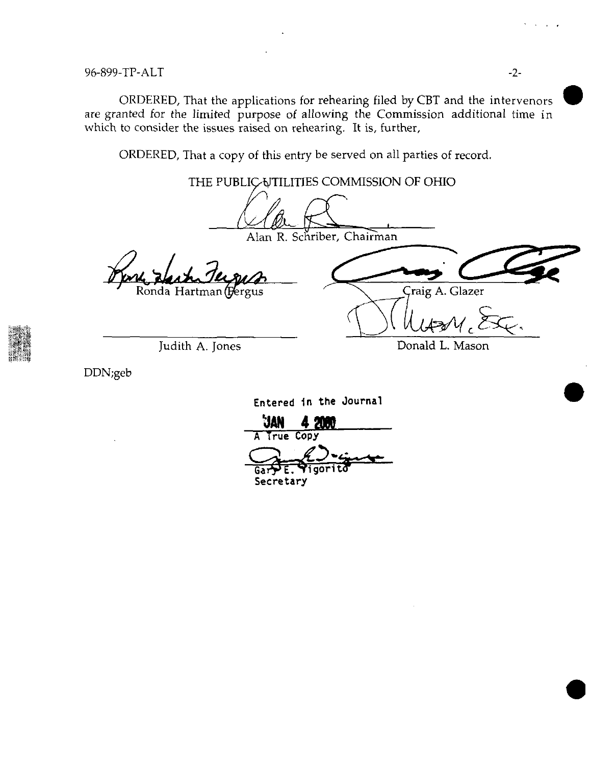ORDERED, That the applications for rehearing filed by CBT and the intervenors are granted for the limited purpose of allowing the Commission additional time in which to consider the issues raised on rehearing. It is, further,

ORDERED, That a copy of this entry be served on all parties of record.

THE PUBLIC UTILITIES COMMISSION OF OHIO

Alan R. Schriber, Chairman

Ronda Hartman Fergus

Craig A. Glazer

Judith A. Jones

Donald L. Mason

DDN;geb

Entered in the Journal

JAN 4 2000

A True Copy

Gary E. Vigorito
Secretary